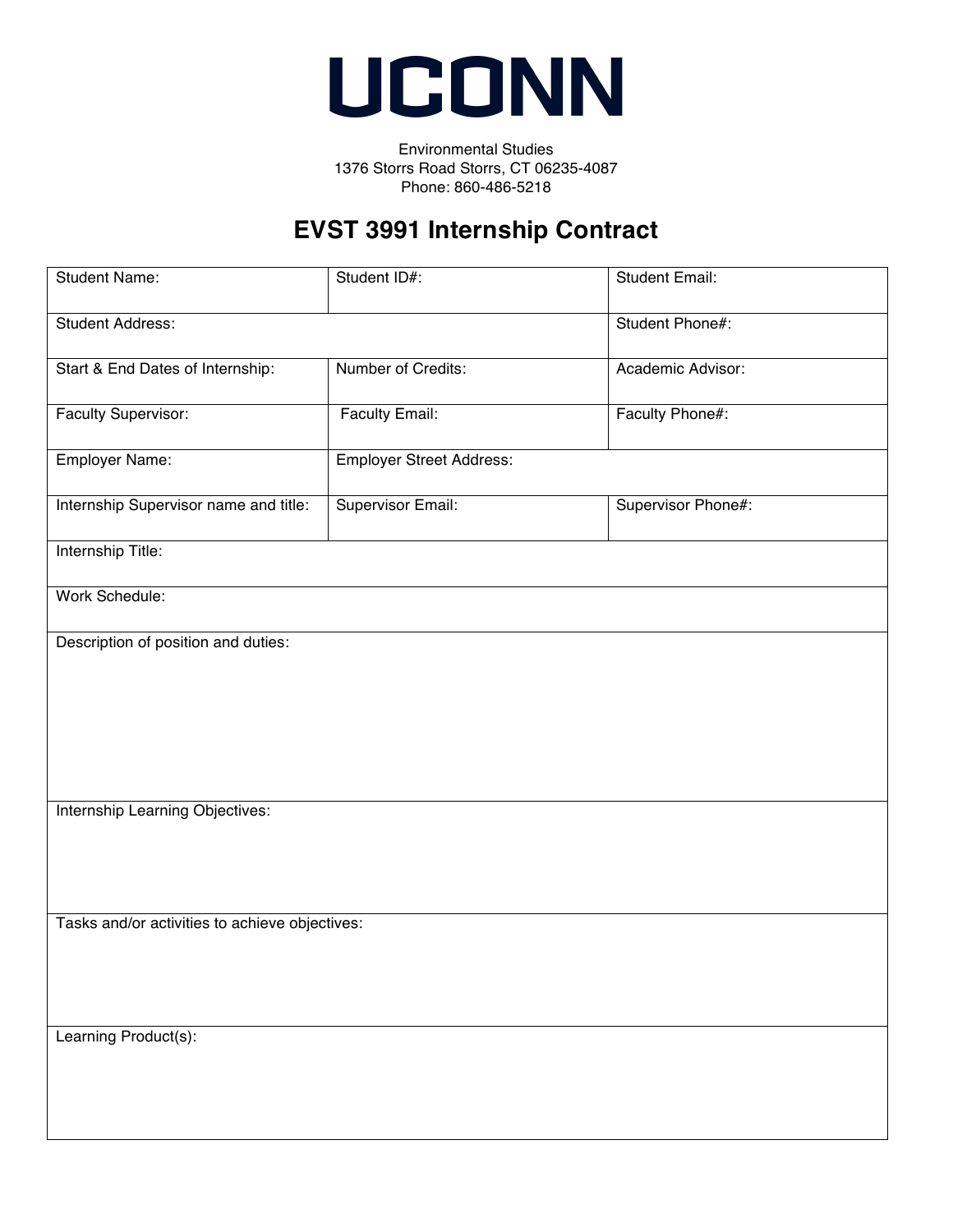# UCONN

Environmental Studies
1376 Storrs Road Storrs, CT 06235-4087
Phone: 860-486-5218

## EVST 3991 Internship Contract

| Student Name: | Student ID#: | Student Email: |
|---|---|---|
| Student Address: | | Student Phone#: |
| Start & End Dates of Internship: | Number of Credits: | Academic Advisor: |
| Faculty Supervisor: | Faculty Email: | Faculty Phone#: |
| Employer Name: | Employer Street Address: | |
| Internship Supervisor name and title: | Supervisor Email: | Supervisor Phone#: |
| Internship Title: | | |
| Work Schedule: | | |
| Description of position and duties: | | |
| Internship Learning Objectives: | | |
| Tasks and/or activities to achieve objectives: | | |
| Learning Product(s): | | |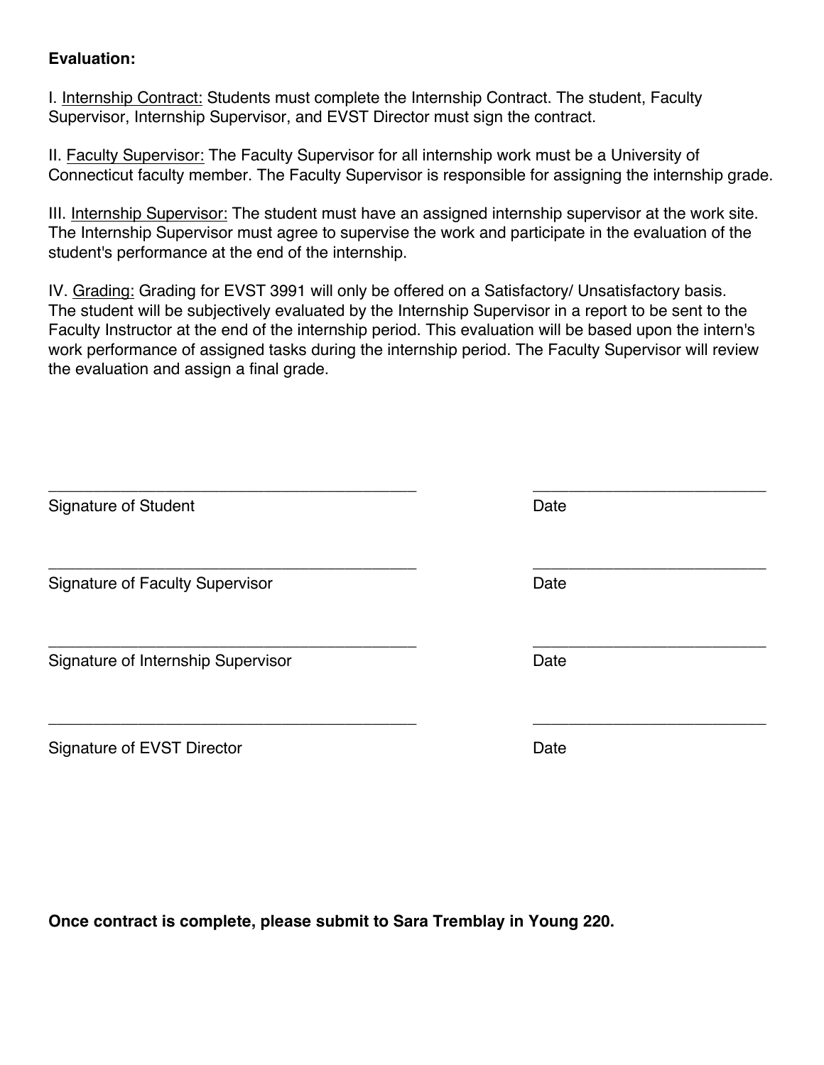**Evaluation:**

I. Internship Contract: Students must complete the Internship Contract. The student, Faculty Supervisor, Internship Supervisor, and EVST Director must sign the contract.

II. Faculty Supervisor: The Faculty Supervisor for all internship work must be a University of Connecticut faculty member. The Faculty Supervisor is responsible for assigning the internship grade.

III. Internship Supervisor: The student must have an assigned internship supervisor at the work site. The Internship Supervisor must agree to supervise the work and participate in the evaluation of the student's performance at the end of the internship.

IV. Grading: Grading for EVST 3991 will only be offered on a Satisfactory/ Unsatisfactory basis. The student will be subjectively evaluated by the Internship Supervisor in a report to be sent to the Faculty Instructor at the end of the internship period. This evaluation will be based upon the intern's work performance of assigned tasks during the internship period. The Faculty Supervisor will review the evaluation and assign a final grade.

| | |
|---|---|
| ________________________________________ | ________________________ |
| Signature of Student | Date |
| ________________________________________ | ________________________ |
| Signature of Faculty Supervisor | Date |
| ________________________________________ | ________________________ |
| Signature of Internship Supervisor | Date |
| ________________________________________ | ________________________ |
| Signature of EVST Director | Date |

**Once contract is complete, please submit to Sara Tremblay in Young 220.**